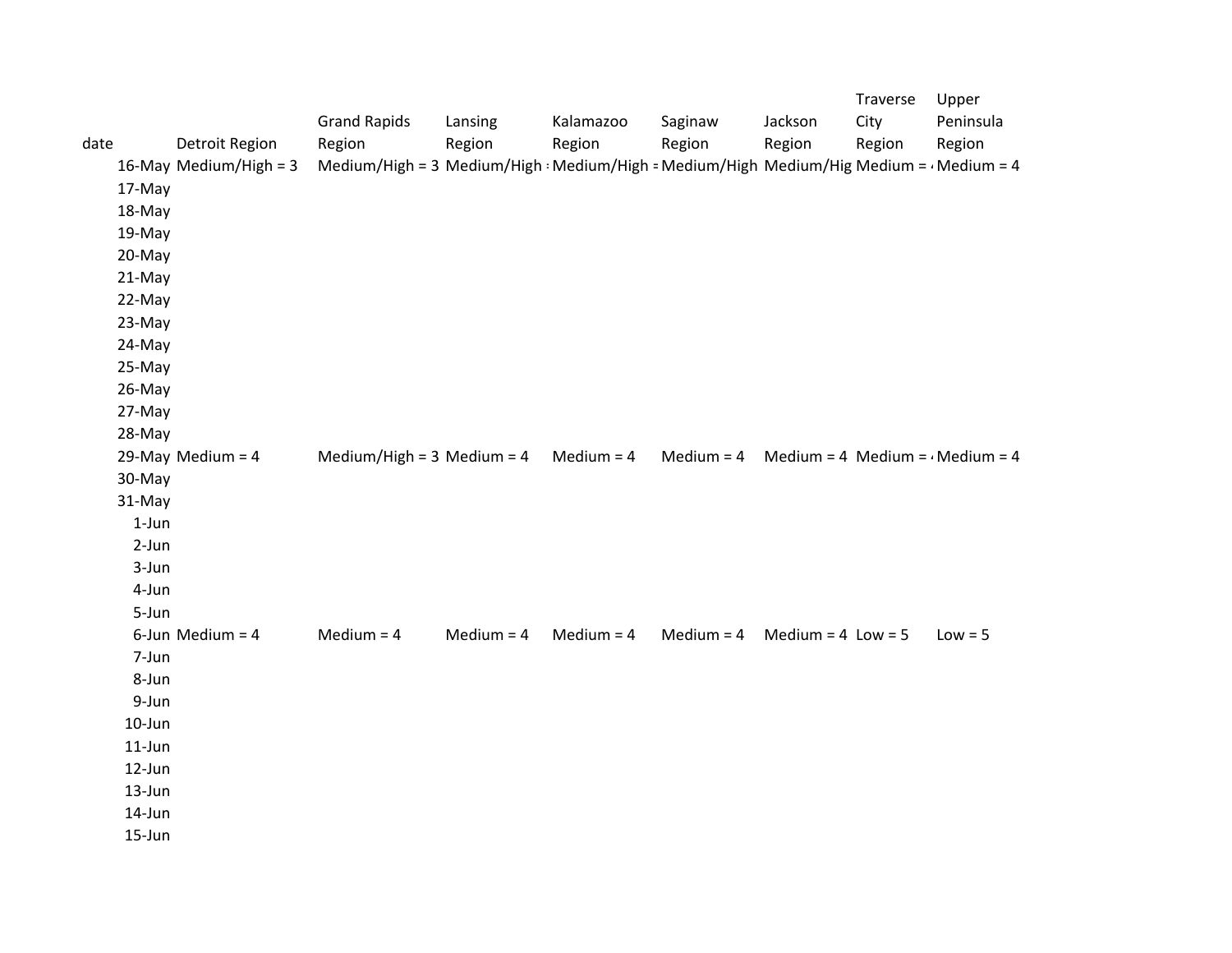| date | Detroit Region | Grand Rapids Region | Lansing Region | Kalamazoo Region | Saginaw Region | Jackson Region | Traverse City Region | Upper Peninsula Region |
|---|---|---|---|---|---|---|---|---|
| 16-May | Medium/High = 3 | Medium/High = 3 | Medium/High : | Medium/High = | Medium/High | Medium/Hig | Medium = ‹ | Medium = 4 |
| 17-May | | | | | | | | |
| 18-May | | | | | | | | |
| 19-May | | | | | | | | |
| 20-May | | | | | | | | |
| 21-May | | | | | | | | |
| 22-May | | | | | | | | |
| 23-May | | | | | | | | |
| 24-May | | | | | | | | |
| 25-May | | | | | | | | |
| 26-May | | | | | | | | |
| 27-May | | | | | | | | |
| 28-May | | | | | | | | |
| 29-May | Medium = 4 | Medium/High = 3 | Medium = 4 | Medium = 4 | Medium = 4 | Medium = 4 | Medium = ‹ | Medium = 4 |
| 30-May | | | | | | | | |
| 31-May | | | | | | | | |
| 1-Jun | | | | | | | | |
| 2-Jun | | | | | | | | |
| 3-Jun | | | | | | | | |
| 4-Jun | | | | | | | | |
| 5-Jun | | | | | | | | |
| 6-Jun | Medium = 4 | Medium = 4 | Medium = 4 | Medium = 4 | Medium = 4 | Medium = 4 | Low = 5 | Low = 5 |
| 7-Jun | | | | | | | | |
| 8-Jun | | | | | | | | |
| 9-Jun | | | | | | | | |
| 10-Jun | | | | | | | | |
| 11-Jun | | | | | | | | |
| 12-Jun | | | | | | | | |
| 13-Jun | | | | | | | | |
| 14-Jun | | | | | | | | |
| 15-Jun | | | | | | | | |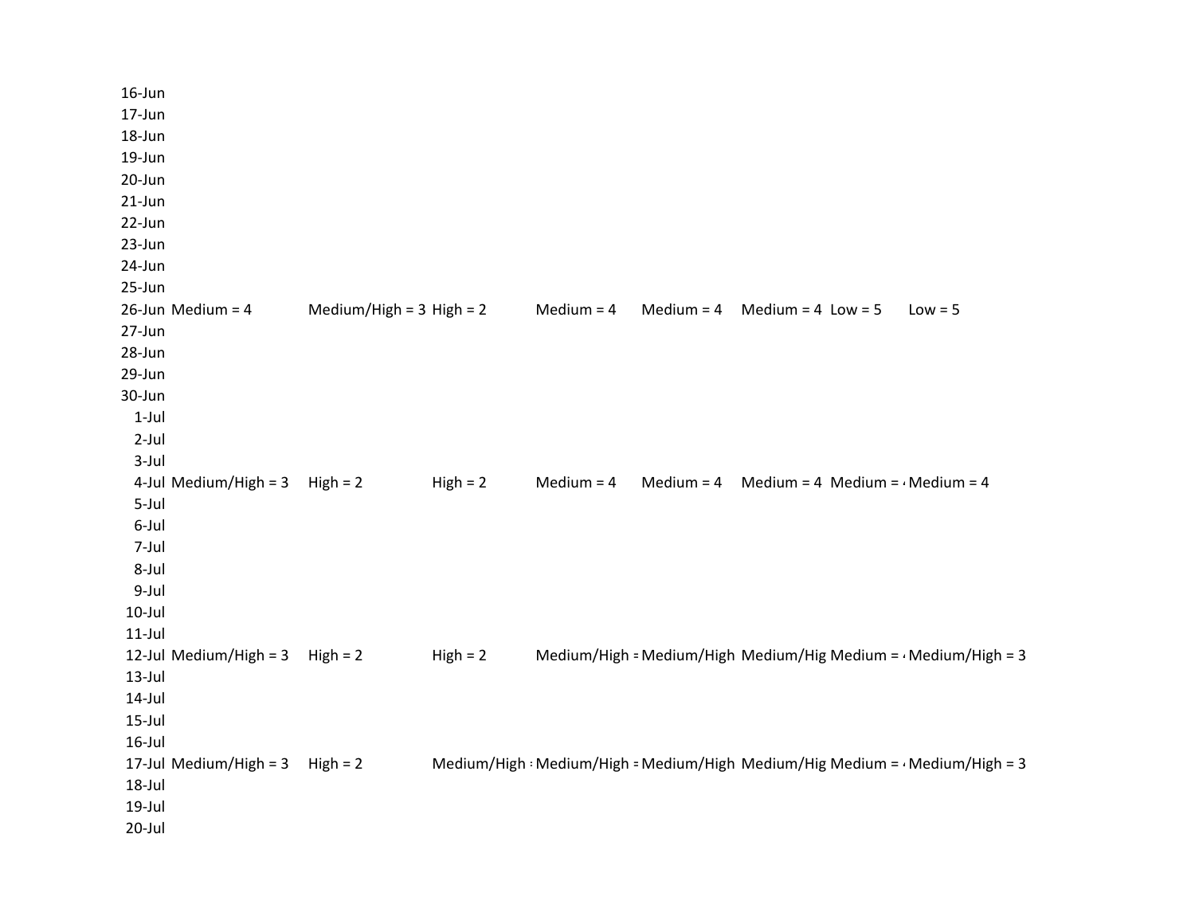| | | | | | | | | |
|---|---|---|---|---|---|---|---|---|
| 16-Jun | | | | | | | | |
| 17-Jun | | | | | | | | |
| 18-Jun | | | | | | | | |
| 19-Jun | | | | | | | | |
| 20-Jun | | | | | | | | |
| 21-Jun | | | | | | | | |
| 22-Jun | | | | | | | | |
| 23-Jun | | | | | | | | |
| 24-Jun | | | | | | | | |
| 25-Jun | | | | | | | | |
| 26-Jun | Medium = 4 | Medium/High = 3 | High = 2 | Medium = 4 | Medium = 4 | Medium = 4 | Low = 5 | Low = 5 |
| 27-Jun | | | | | | | | |
| 28-Jun | | | | | | | | |
| 29-Jun | | | | | | | | |
| 30-Jun | | | | | | | | |
| 1-Jul | | | | | | | | |
| 2-Jul | | | | | | | | |
| 3-Jul | | | | | | | | |
| 4-Jul | Medium/High = 3 | High = 2 | High = 2 | Medium = 4 | Medium = 4 | Medium = 4 | Medium = 4 | Medium = 4 |
| 5-Jul | | | | | | | | |
| 6-Jul | | | | | | | | |
| 7-Jul | | | | | | | | |
| 8-Jul | | | | | | | | |
| 9-Jul | | | | | | | | |
| 10-Jul | | | | | | | | |
| 11-Jul | | | | | | | | |
| 12-Jul | Medium/High = 3 | High = 2 | High = 2 | Medium/High = 3 | Medium/High = 3 | Medium/High = 3 | Medium = 4 | Medium/High = 3 |
| 13-Jul | | | | | | | | |
| 14-Jul | | | | | | | | |
| 15-Jul | | | | | | | | |
| 16-Jul | | | | | | | | |
| 17-Jul | Medium/High = 3 | High = 2 | Medium/High = 3 | Medium/High = 3 | Medium/High = 3 | Medium/High = 3 | Medium = 4 | Medium/High = 3 |
| 18-Jul | | | | | | | | |
| 19-Jul | | | | | | | | |
| 20-Jul | | | | | | | | |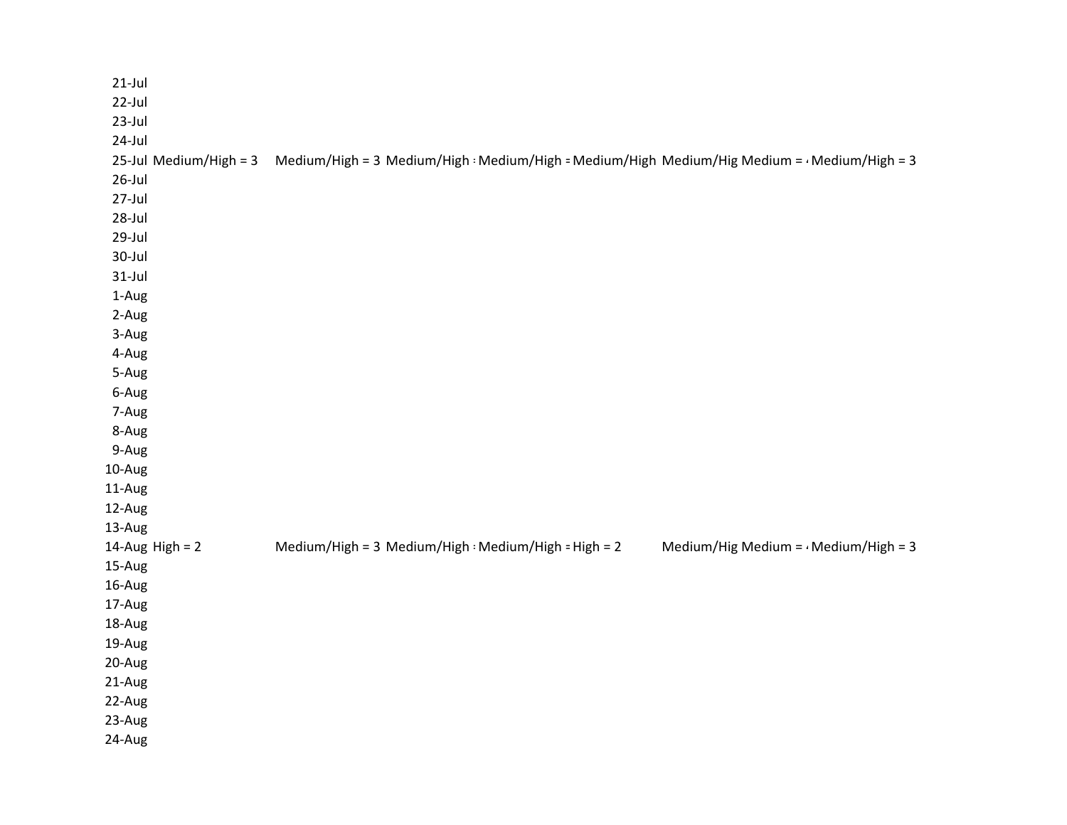| | | | | | | | | |
|---|---|---|---|---|---|---|---|---|
| 21-Jul | | | | | | | | |
| 22-Jul | | | | | | | | |
| 23-Jul | | | | | | | | |
| 24-Jul | | | | | | | | |
| 25-Jul | Medium/High = 3 | Medium/High = 3 | Medium/High : | Medium/High = | Medium/High | Medium/Hig | Medium = ‹ | Medium/High = 3 |
| 26-Jul | | | | | | | | |
| 27-Jul | | | | | | | | |
| 28-Jul | | | | | | | | |
| 29-Jul | | | | | | | | |
| 30-Jul | | | | | | | | |
| 31-Jul | | | | | | | | |
| 1-Aug | | | | | | | | |
| 2-Aug | | | | | | | | |
| 3-Aug | | | | | | | | |
| 4-Aug | | | | | | | | |
| 5-Aug | | | | | | | | |
| 6-Aug | | | | | | | | |
| 7-Aug | | | | | | | | |
| 8-Aug | | | | | | | | |
| 9-Aug | | | | | | | | |
| 10-Aug | | | | | | | | |
| 11-Aug | | | | | | | | |
| 12-Aug | | | | | | | | |
| 13-Aug | | | | | | | | |
| 14-Aug | High = 2 | Medium/High = 3 | Medium/High : | Medium/High = | High = 2 | Medium/Hig | Medium = ‹ | Medium/High = 3 |
| 15-Aug | | | | | | | | |
| 16-Aug | | | | | | | | |
| 17-Aug | | | | | | | | |
| 18-Aug | | | | | | | | |
| 19-Aug | | | | | | | | |
| 20-Aug | | | | | | | | |
| 21-Aug | | | | | | | | |
| 22-Aug | | | | | | | | |
| 23-Aug | | | | | | | | |
| 24-Aug | | | | | | | | |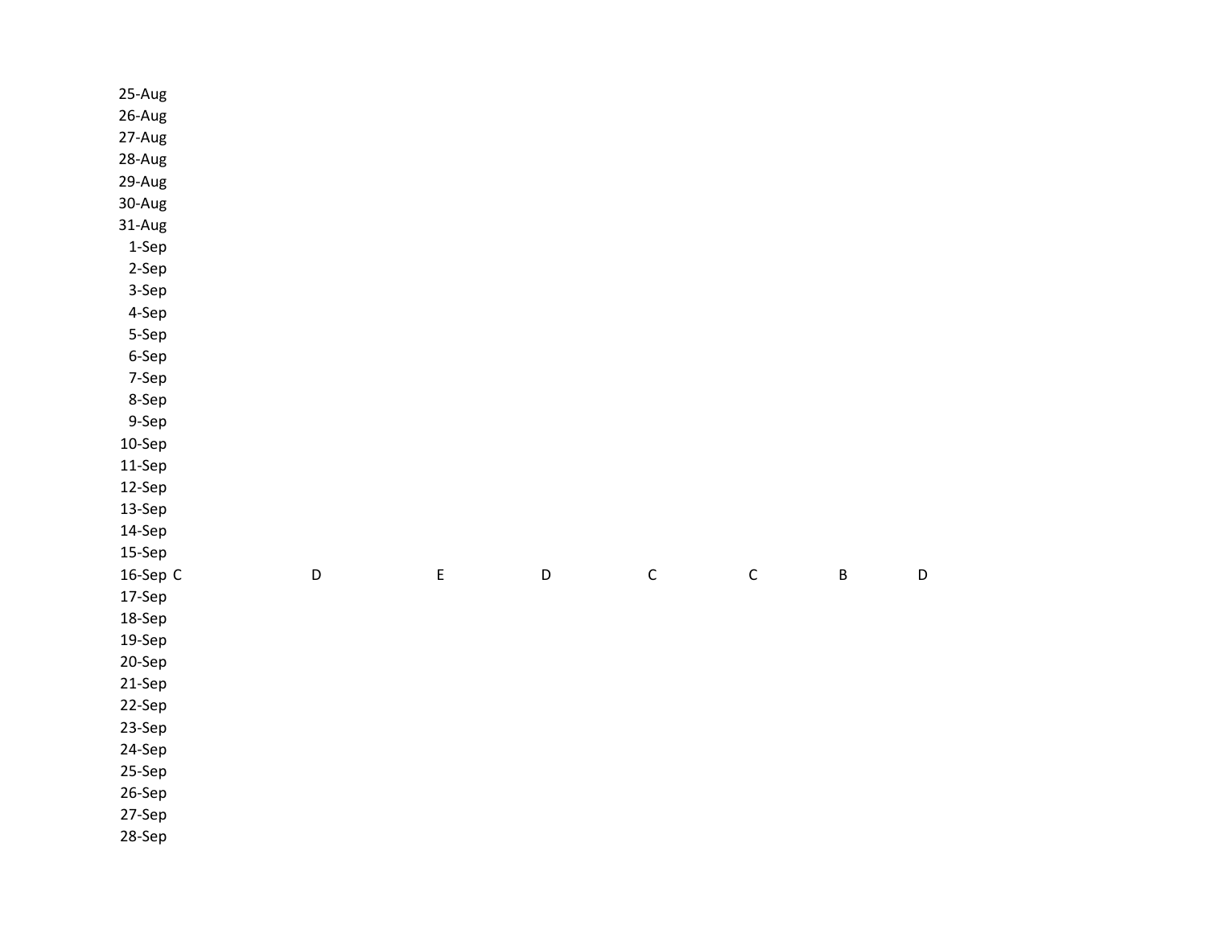| | | | | | | | | |
|---|---|---|---|---|---|---|---|---|
| 25-Aug | | | | | | | | |
| 26-Aug | | | | | | | | |
| 27-Aug | | | | | | | | |
| 28-Aug | | | | | | | | |
| 29-Aug | | | | | | | | |
| 30-Aug | | | | | | | | |
| 31-Aug | | | | | | | | |
| 1-Sep | | | | | | | | |
| 2-Sep | | | | | | | | |
| 3-Sep | | | | | | | | |
| 4-Sep | | | | | | | | |
| 5-Sep | | | | | | | | |
| 6-Sep | | | | | | | | |
| 7-Sep | | | | | | | | |
| 8-Sep | | | | | | | | |
| 9-Sep | | | | | | | | |
| 10-Sep | | | | | | | | |
| 11-Sep | | | | | | | | |
| 12-Sep | | | | | | | | |
| 13-Sep | | | | | | | | |
| 14-Sep | | | | | | | | |
| 15-Sep | | | | | | | | |
| 16-Sep | C | D | E | D | C | C | B | D |
| 17-Sep | | | | | | | | |
| 18-Sep | | | | | | | | |
| 19-Sep | | | | | | | | |
| 20-Sep | | | | | | | | |
| 21-Sep | | | | | | | | |
| 22-Sep | | | | | | | | |
| 23-Sep | | | | | | | | |
| 24-Sep | | | | | | | | |
| 25-Sep | | | | | | | | |
| 26-Sep | | | | | | | | |
| 27-Sep | | | | | | | | |
| 28-Sep | | | | | | | | |